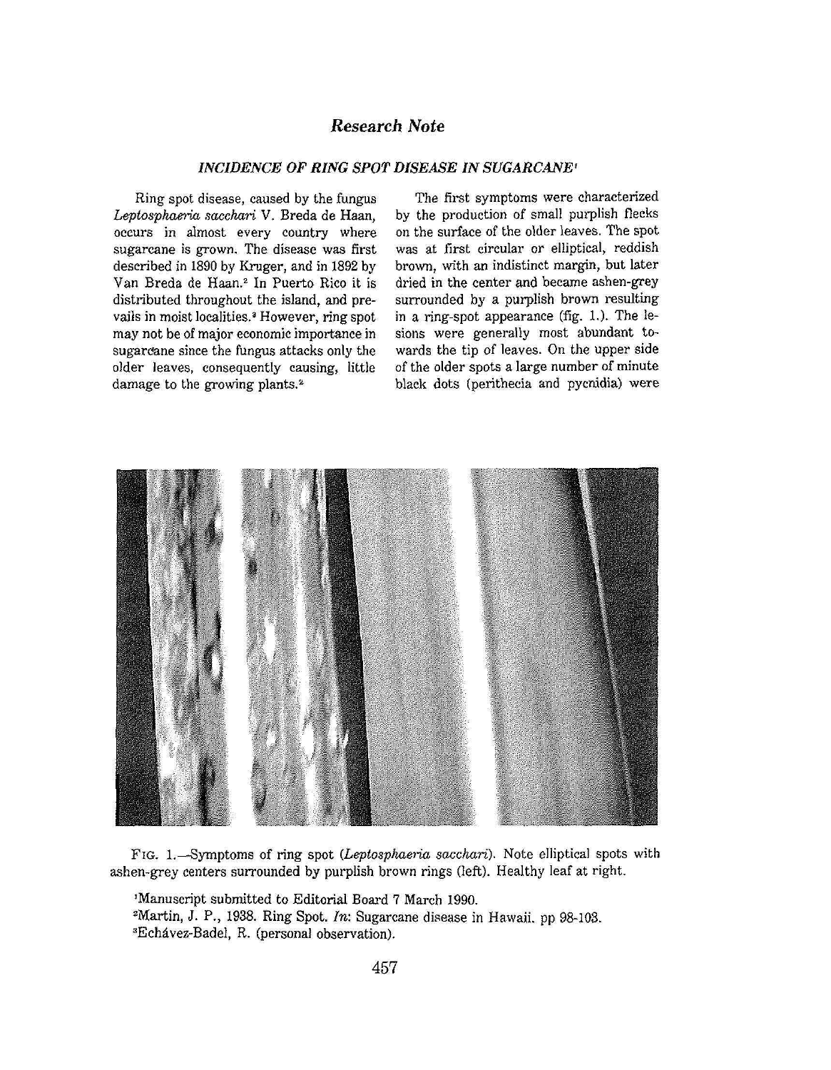# Research Note

## *INCIDENCE OF RING SPOT DISEASE IN SUGARCANE*[1]

Ring spot disease, caused by the fungus *Leptosphaeria sacchari* V. Breda de Haan, occurs in almost every country where sugarcane is grown. The disease was first described in 1890 by Kruger, and in 1892 by Van Breda de Haan.[2] In Puerto Rico it is distributed throughout the island, and prevails in moist localities.[3] However, ring spot may not be of major economic importance in sugarcane since the fungus attacks only the older leaves, consequently causing, little damage to the growing plants.[2]

The first symptoms were characterized by the production of small purplish flecks on the surface of the older leaves. The spot was at first circular or elliptical, reddish brown, with an indistinct margin, but later dried in the center and became ashen-grey surrounded by a purplish brown resulting in a ring-spot appearance (fig. 1.). The lesions were generally most abundant towards the tip of leaves. On the upper side of the older spots a large number of minute black dots (perithecia and pycnidia) were

FIG. 1.—Symptoms of ring spot (*Leptosphaeria sacchari*). Note elliptical spots with ashen-grey centers surrounded by purplish brown rings (left). Healthy leaf at right.

[1]Manuscript submitted to Editorial Board 7 March 1990.

[2]Martin, J. P., 1938. Ring Spot. *In*: Sugarcane disease in Hawaii. pp 98-103.

[3]Echávez-Badel, R. (personal observation).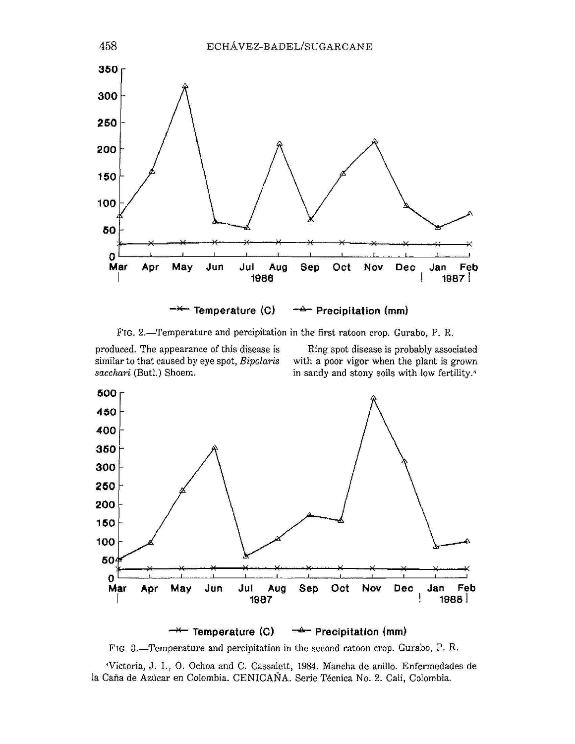FIG. 2.—Temperature and percipitation in the first ratoon crop. Gurabo, P. R.

produced. The appearance of this disease is similar to that caused by eye spot, *Bipolaris sacchari* (Butl.) Shoem.

Ring spot disease is probably associated with a poor vigor when the plant is grown in sandy and stony soils with low fertility.[4]

FIG. 3.—Temperature and percipitation in the second ratoon crop. Gurabo, P. R.

[4]Victoria, J. I., O. Ochoa and C. Cassalett, 1984. Mancha de anillo. Enfermedades de la Caña de Azúcar en Colombia. CENICAÑA. Serie Técnica No. 2. Cali, Colombia.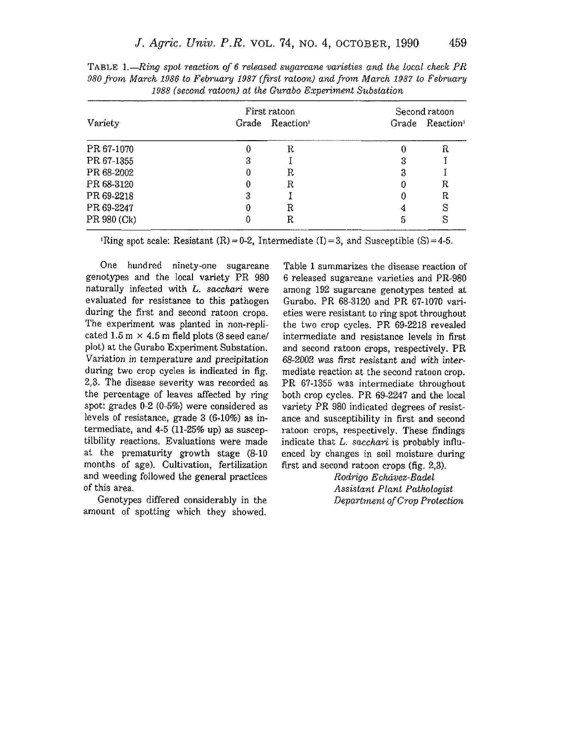TABLE 1.—*Ring spot reaction of 6 released sugarcane varieties and the local check PR 980 from March 1986 to February 1987 (first ratoon) and from March 1987 to February 1988 (second ratoon) at the Gurabo Experiment Substation*

| Variety | First ratoon | | Second ratoon | |
|---|---|---|---|---|
| | Grade | Reaction[1] | Grade | Reaction[1] |
| PR 67-1070 | 0 | R | 0 | R |
| PR 67-1355 | 3 | I | 3 | I |
| PR 68-2002 | 0 | R | 3 | I |
| PR 68-3120 | 0 | R | 0 | R |
| PR 69-2218 | 3 | I | 0 | R |
| PR 69-2247 | 0 | R | 4 | S |
| PR 980 (Ck) | 0 | R | 5 | S |

[1]Ring spot scale: Resistant (R) = 0-2, Intermediate (I) = 3, and Susceptible (S) = 4-5.

One hundred ninety-one sugarcane genotypes and the local variety PR 980 naturally infected with *L. sacchari* were evaluated for resistance to this pathogen during the first and second ratoon crops. The experiment was planted in non-replicated 1.5 m × 4.5 m field plots (8 seed cane/plot) at the Gurabo Experiment Substation. Variation in temperature and precipitation during two crop cycles is indicated in fig. 2,3. The disease severity was recorded as the percentage of leaves affected by ring spot: grades 0-2 (0-5%) were considered as levels of resistance, grade 3 (6-10%) as intermediate, and 4-5 (11-25% up) as susceptibility reactions. Evaluations were made at the prematurity growth stage (8-10 months of age). Cultivation, fertilization and weeding followed the general practices of this area.

Genotypes differed considerably in the amount of spotting which they showed. Table 1 summarizes the disease reaction of 6 released sugarcane varieties and PR-980 among 192 sugarcane genotypes tested at Gurabo. PR 68-3120 and PR 67-1070 varieties were resistant to ring spot throughout the two crop cycles. PR 69-2218 revealed intermediate and resistance levels in first and second ratoon crops, respectively. PR 68-2002 was first resistant and with intermediate reaction at the second ratoon crop. PR 67-1355 was intermediate throughout both crop cycles. PR 69-2247 and the local variety PR 980 indicated degrees of resistance and susceptibility in first and second ratoon crops, respectively. These findings indicate that *L. sacchari* is probably influenced by changes in soil moisture during first and second ratoon crops (fig. 2,3).

*Rodrigo Echávez-Badel*
*Assistant Plant Pathologist*
*Department of Crop Protection*